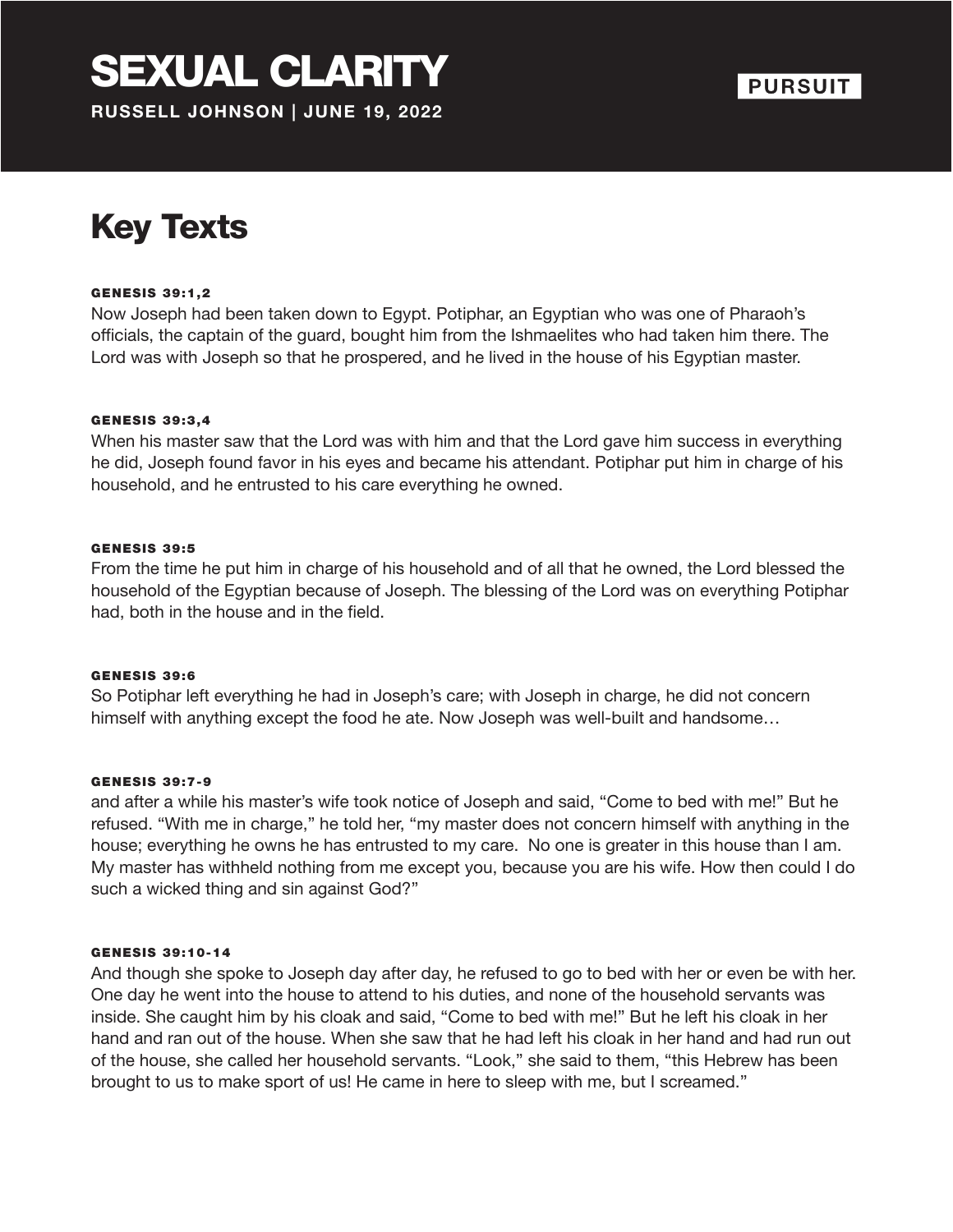# SEXUAL CLARITY

**RUSSELL JOHNSON | JUNE 19, 2022**

**PURSUIT**

## Key Texts

#### GENESIS 39:1,2

Now Joseph had been taken down to Egypt. Potiphar, an Egyptian who was one of Pharaoh's officials, the captain of the guard, bought him from the Ishmaelites who had taken him there. The Lord was with Joseph so that he prospered, and he lived in the house of his Egyptian master.

#### GENESIS 39:3,4

When his master saw that the Lord was with him and that the Lord gave him success in everything he did, Joseph found favor in his eyes and became his attendant. Potiphar put him in charge of his household, and he entrusted to his care everything he owned.

#### GENESIS 39:5

From the time he put him in charge of his household and of all that he owned, the Lord blessed the household of the Egyptian because of Joseph. The blessing of the Lord was on everything Potiphar had, both in the house and in the field.

#### GENESIS 39:6

So Potiphar left everything he had in Joseph's care; with Joseph in charge, he did not concern himself with anything except the food he ate. Now Joseph was well-built and handsome…

#### GENESIS 39:7-9

and after a while his master's wife took notice of Joseph and said, "Come to bed with me!" But he refused. "With me in charge," he told her, "my master does not concern himself with anything in the house; everything he owns he has entrusted to my care. No one is greater in this house than I am. My master has withheld nothing from me except you, because you are his wife. How then could I do such a wicked thing and sin against God?"

#### GENESIS 39:10-14

And though she spoke to Joseph day after day, he refused to go to bed with her or even be with her. One day he went into the house to attend to his duties, and none of the household servants was inside. She caught him by his cloak and said, "Come to bed with me!" But he left his cloak in her hand and ran out of the house. When she saw that he had left his cloak in her hand and had run out of the house, she called her household servants. "Look," she said to them, "this Hebrew has been brought to us to make sport of us! He came in here to sleep with me, but I screamed."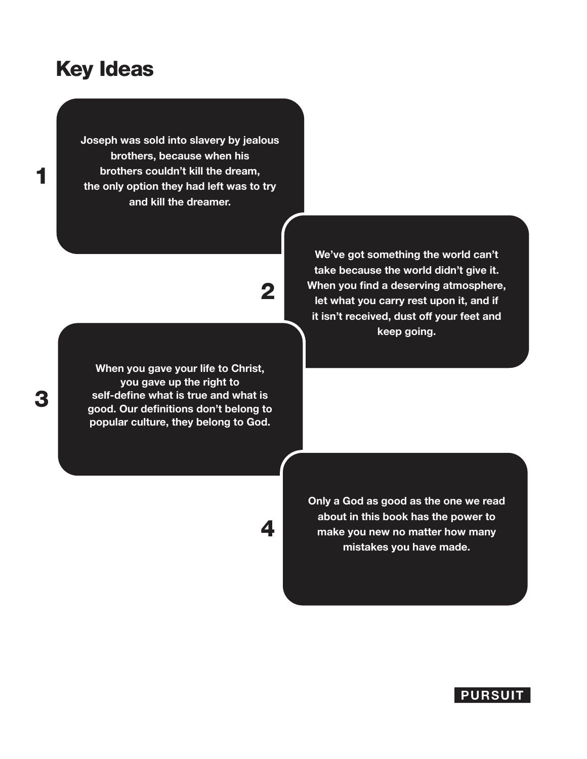## Key Ideas

1. Joseph was sold into slavery by jealous brothers, because when his brothers couldn't kill the dream, the only option they had left was to try and kill the dreamer.

2. We've got something the world can't take because the world didn't give it. When you find a deserving atmosphere, let what you carry rest upon it, and if it isn't received, dust off your feet and keep going.

3. When you gave your life to Christ, you gave up the right to self-define what is true and what is good. Our definitions don't belong to popular culture, they belong to God.

4. Only a God as good as the one we read about in this book has the power to make you new no matter how many mistakes you have made.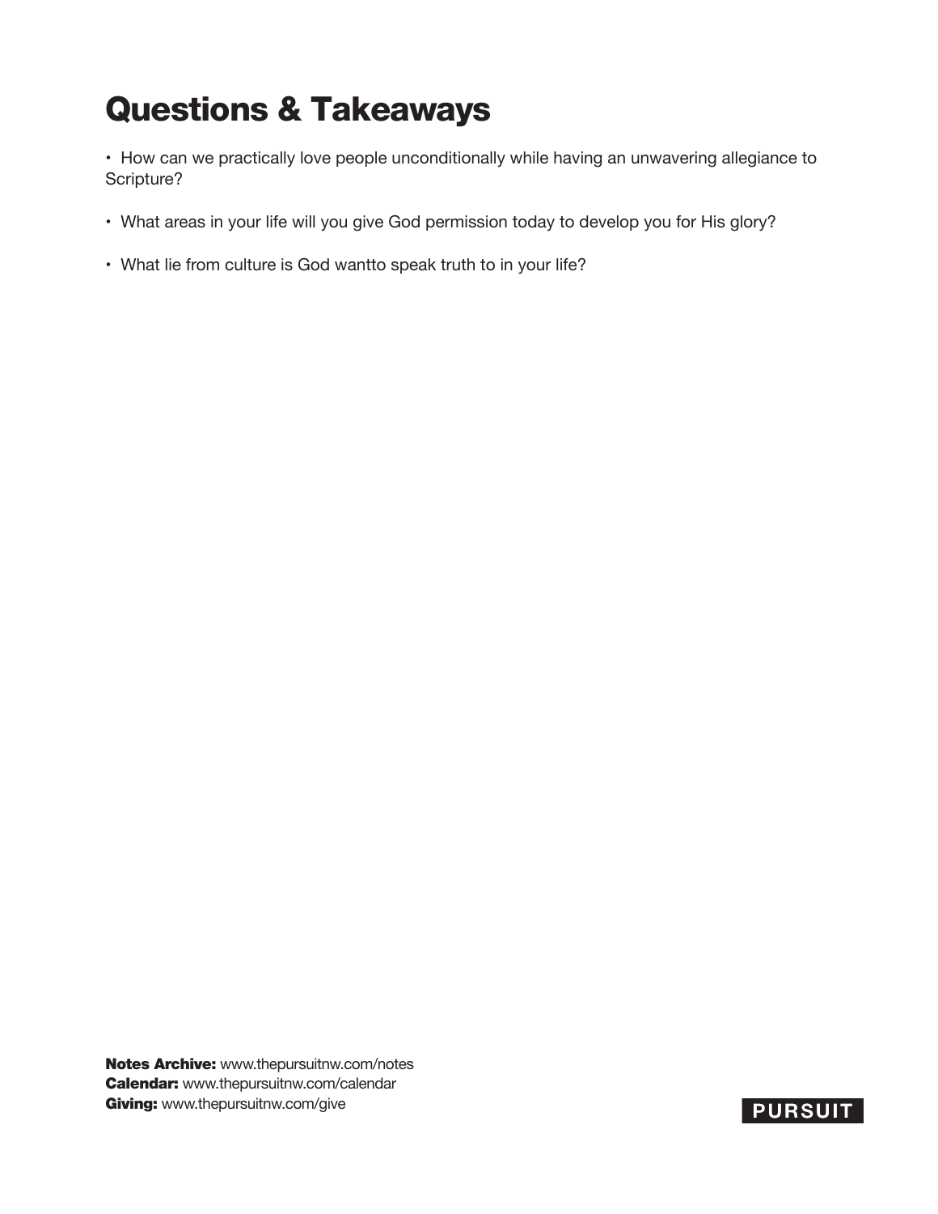# Questions & Takeaways

- How can we practically love people unconditionally while having an unwavering allegiance to Scripture?
- What areas in your life will you give God permission today to develop you for His glory?
- What lie from culture is God wantto speak truth to in your life?

**Notes Archive:** www.thepursuitnw.com/notes
**Calendar:** www.thepursuitnw.com/calendar
**Giving:** www.thepursuitnw.com/give

PURSUIT